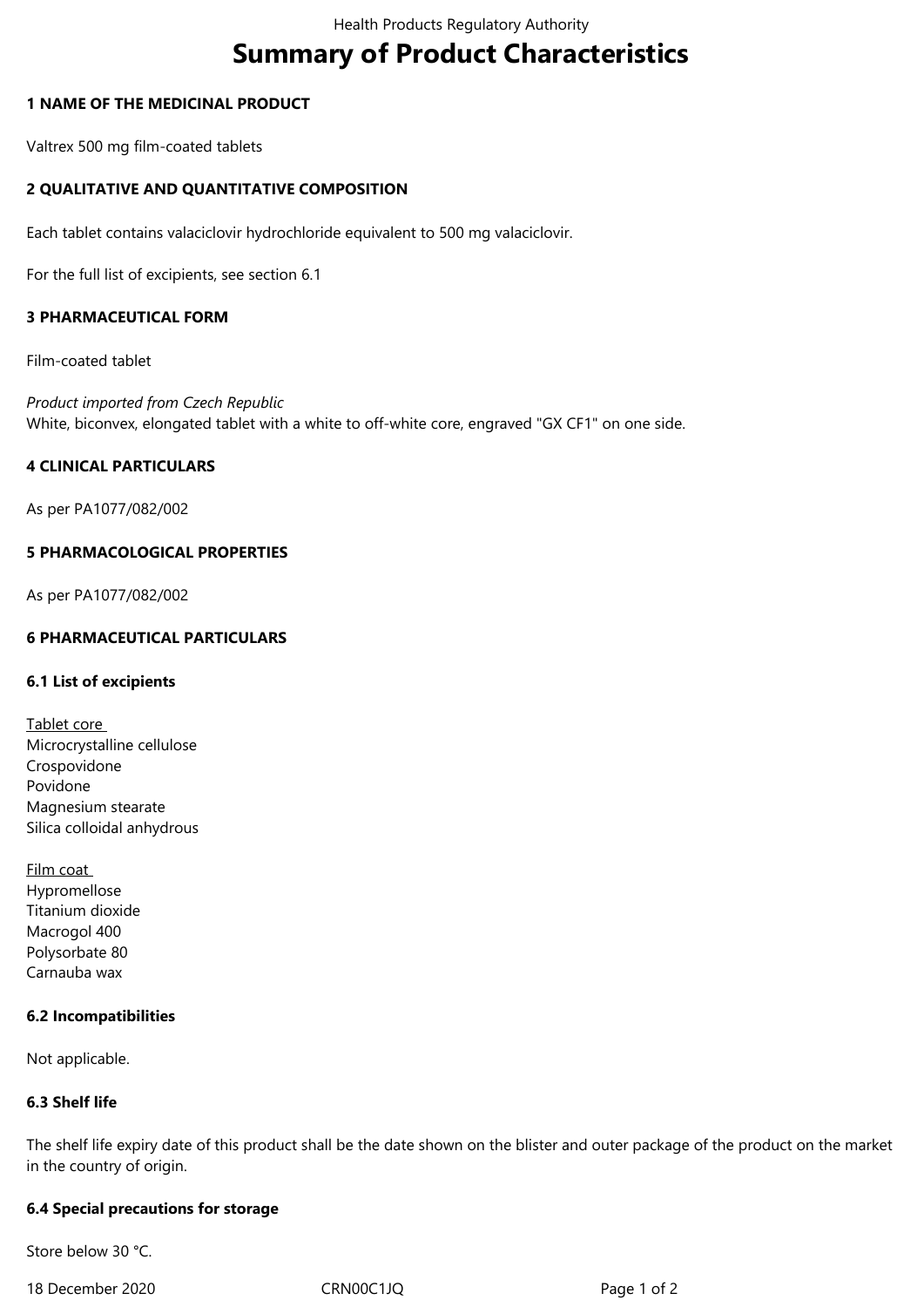# Summary of Product Characteristics

## 1 NAME OF THE MEDICINAL PRODUCT

Valtrex 500 mg film-coated tablets

## 2 QUALITATIVE AND QUANTITATIVE COMPOSITION

Each tablet contains valaciclovir hydrochloride equivalent to 500 mg valaciclovir.

For the full list of excipients, see section 6.1

## 3 PHARMACEUTICAL FORM

Film-coated tablet

*Product imported from Czech Republic*
White, biconvex, elongated tablet with a white to off-white core, engraved "GX CF1" on one side.

## 4 CLINICAL PARTICULARS

As per PA1077/082/002

## 5 PHARMACOLOGICAL PROPERTIES

As per PA1077/082/002

## 6 PHARMACEUTICAL PARTICULARS

### 6.1 List of excipients

Tablet core
Microcrystalline cellulose
Crospovidone
Povidone
Magnesium stearate
Silica colloidal anhydrous

Film coat
Hypromellose
Titanium dioxide
Macrogol 400
Polysorbate 80
Carnauba wax

### 6.2 Incompatibilities

Not applicable.

### 6.3 Shelf life

The shelf life expiry date of this product shall be the date shown on the blister and outer package of the product on the market in the country of origin.

### 6.4 Special precautions for storage

Store below 30 °C.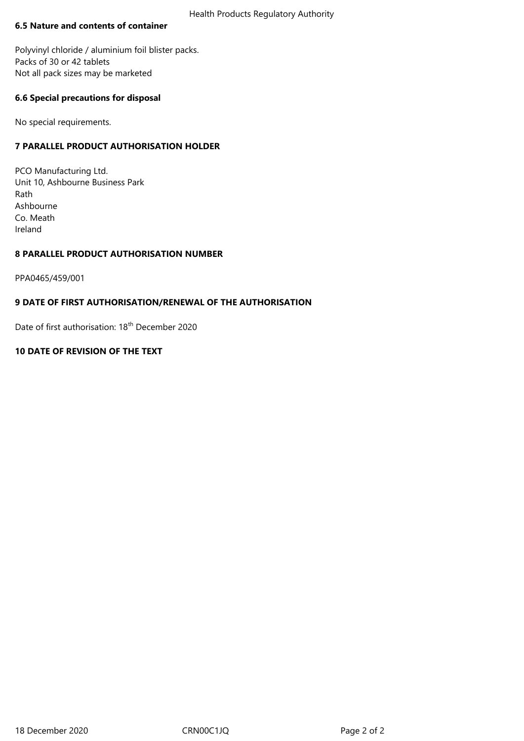### 6.5 Nature and contents of container

Polyvinyl chloride / aluminium foil blister packs.
Packs of 30 or 42 tablets
Not all pack sizes may be marketed

### 6.6 Special precautions for disposal

No special requirements.

## 7 PARALLEL PRODUCT AUTHORISATION HOLDER

PCO Manufacturing Ltd.
Unit 10, Ashbourne Business Park
Rath
Ashbourne
Co. Meath
Ireland

## 8 PARALLEL PRODUCT AUTHORISATION NUMBER

PPA0465/459/001

## 9 DATE OF FIRST AUTHORISATION/RENEWAL OF THE AUTHORISATION

Date of first authorisation: 18th December 2020

## 10 DATE OF REVISION OF THE TEXT